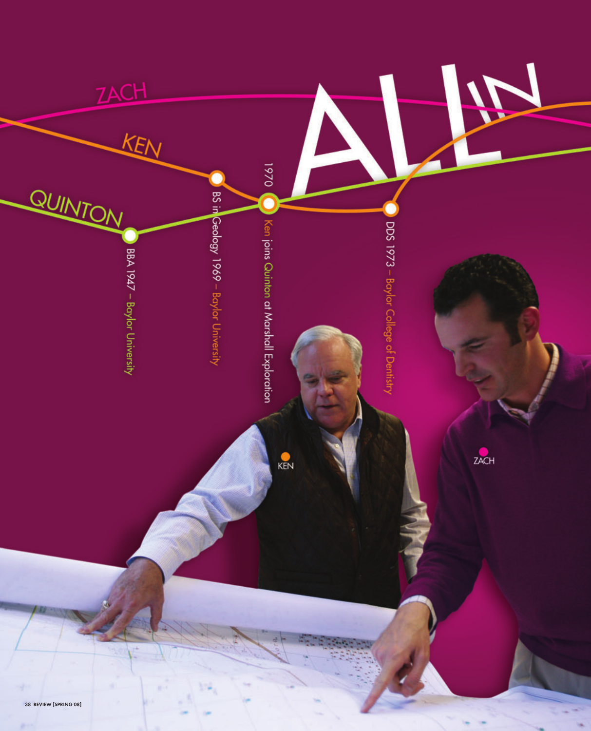# ALL IN

ZACH

KEN

QUINTON

BBA 1947 – Baylor University

BS in Geology 1969 – Baylor University

1970

Ken joins Quinton at Marshall Exploration

DDS 1973 – Baylor College of Dentistry

KEN

ZACH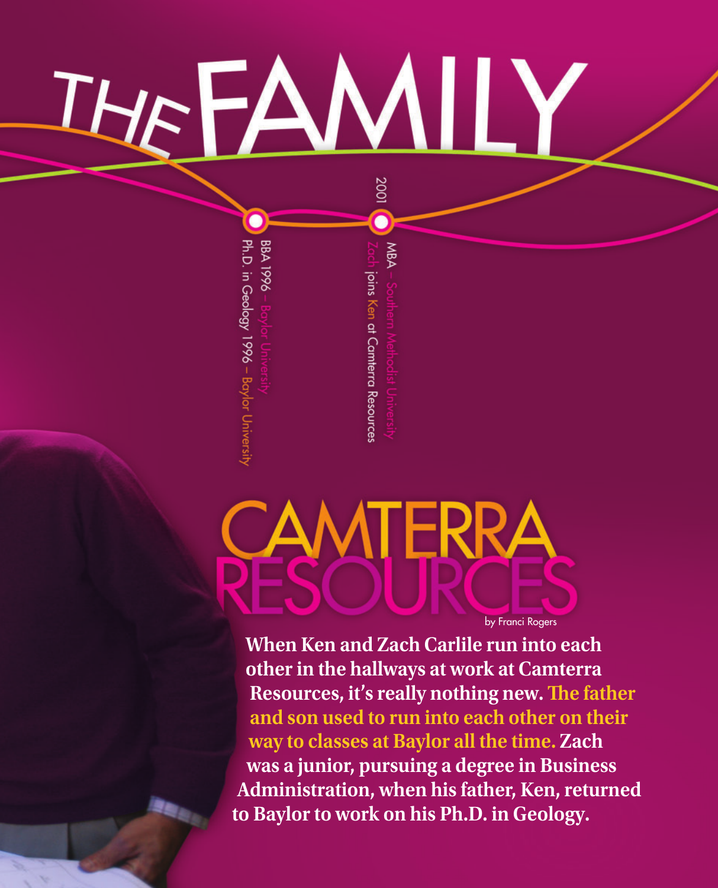# THE FAMILY

BBA 1996 – Baylor University
Ph.D. in Geology 1996 – Baylor University

2001

MBA – Southern Methodist University
Zach joins Ken at Camterra Resources

# CAMTERRA RESOURCES

by Franci Rogers

**When Ken and Zach Carlile run into each other in the hallways at work at Camterra Resources, it's really nothing new. The father and son used to run into each other on their way to classes at Baylor all the time. Zach was a junior, pursuing a degree in Business Administration, when his father, Ken, returned to Baylor to work on his Ph.D. in Geology.**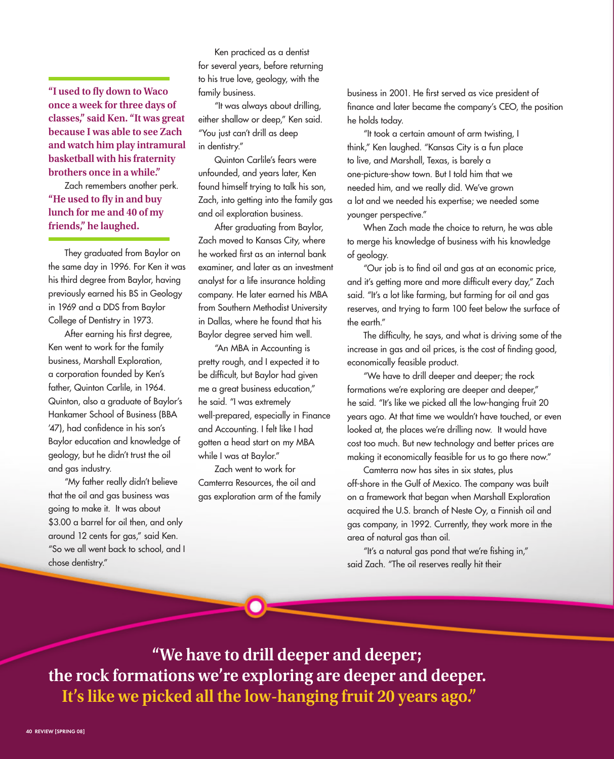**"I used to fly down to Waco once a week for three days of classes," said Ken. "It was great because I was able to see Zach and watch him play intramural basketball with his fraternity brothers once in a while."**

Zach remembers another perk. **"He used to fly in and buy lunch for me and 40 of my friends," he laughed.**

They graduated from Baylor on the same day in 1996. For Ken it was his third degree from Baylor, having previously earned his BS in Geology in 1969 and a DDS from Baylor College of Dentistry in 1973.

After earning his first degree, Ken went to work for the family business, Marshall Exploration, a corporation founded by Ken's father, Quinton Carlile, in 1964. Quinton, also a graduate of Baylor's Hankamer School of Business (BBA '47), had confidence in his son's Baylor education and knowledge of geology, but he didn't trust the oil and gas industry.

"My father really didn't believe that the oil and gas business was going to make it. It was about $3.00 a barrel for oil then, and only around 12 cents for gas," said Ken. "So we all went back to school, and I chose dentistry."

Ken practiced as a dentist for several years, before returning to his true love, geology, with the family business.

"It was always about drilling, either shallow or deep," Ken said. "You just can't drill as deep in dentistry."

Quinton Carlile's fears were unfounded, and years later, Ken found himself trying to talk his son, Zach, into getting into the family gas and oil exploration business.

After graduating from Baylor, Zach moved to Kansas City, where he worked first as an internal bank examiner, and later as an investment analyst for a life insurance holding company. He later earned his MBA from Southern Methodist University in Dallas, where he found that his Baylor degree served him well.

"An MBA in Accounting is pretty rough, and I expected it to be difficult, but Baylor had given me a great business education," he said. "I was extremely well-prepared, especially in Finance and Accounting. I felt like I had gotten a head start on my MBA while I was at Baylor."

Zach went to work for Camterra Resources, the oil and gas exploration arm of the family business in 2001. He first served as vice president of finance and later became the company's CEO, the position he holds today.

"It took a certain amount of arm twisting, I think," Ken laughed. "Kansas City is a fun place to live, and Marshall, Texas, is barely a one-picture-show town. But I told him that we needed him, and we really did. We've grown a lot and we needed his expertise; we needed some younger perspective."

When Zach made the choice to return, he was able to merge his knowledge of business with his knowledge of geology.

"Our job is to find oil and gas at an economic price, and it's getting more and more difficult every day," Zach said. "It's a lot like farming, but farming for oil and gas reserves, and trying to farm 100 feet below the surface of the earth."

The difficulty, he says, and what is driving some of the increase in gas and oil prices, is the cost of finding good, economically feasible product.

"We have to drill deeper and deeper; the rock formations we're exploring are deeper and deeper," he said. "It's like we picked all the low-hanging fruit 20 years ago. At that time we wouldn't have touched, or even looked at, the places we're drilling now. It would have cost too much. But new technology and better prices are making it economically feasible for us to go there now."

Camterra now has sites in six states, plus off-shore in the Gulf of Mexico. The company was built on a framework that began when Marshall Exploration acquired the U.S. branch of Neste Oy, a Finnish oil and gas company, in 1992. Currently, they work more in the area of natural gas than oil.

"It's a natural gas pond that we're fishing in," said Zach. "The oil reserves really hit their

**"We have to drill deeper and deeper; the rock formations we're exploring are deeper and deeper. It's like we picked all the low-hanging fruit 20 years ago."**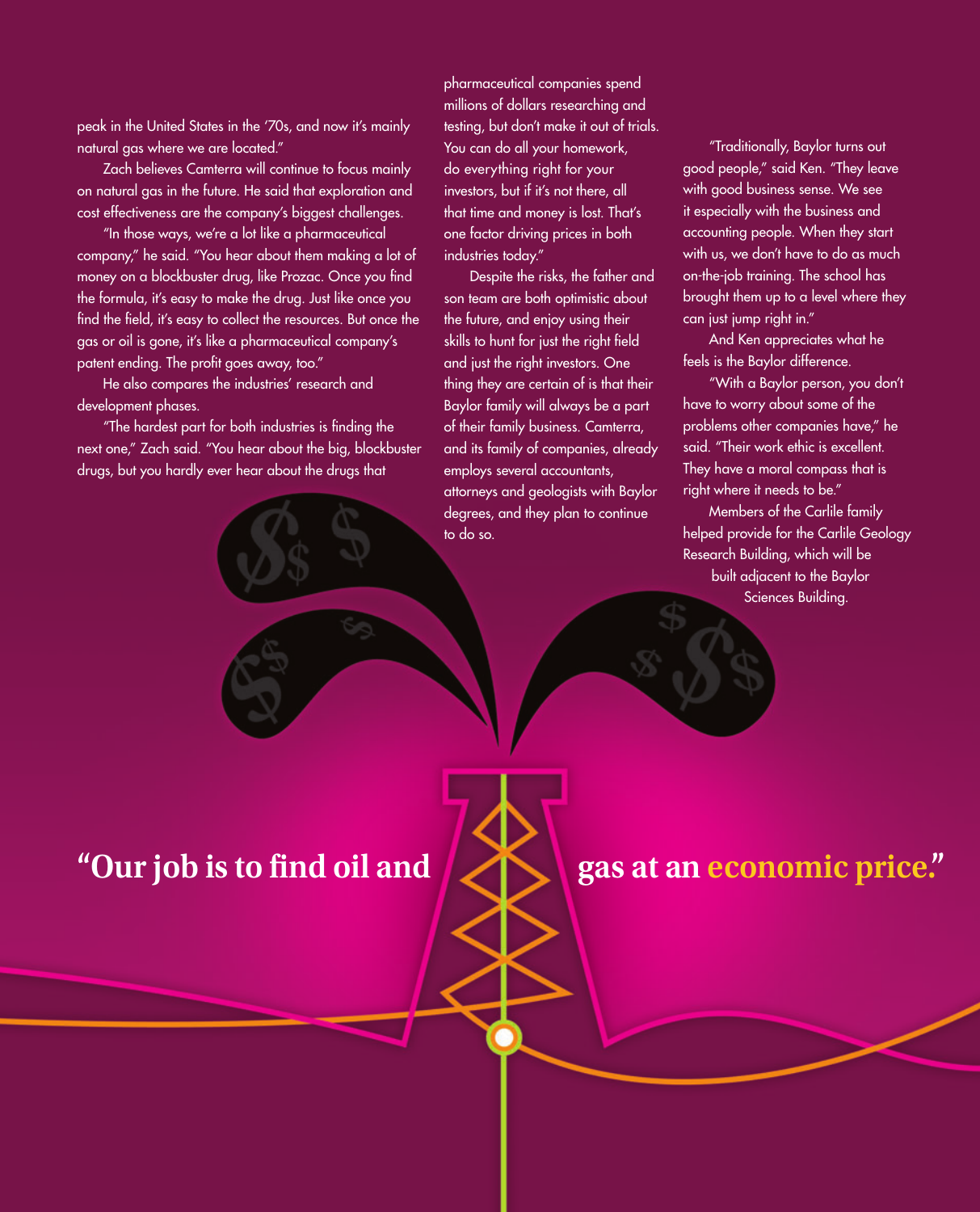peak in the United States in the '70s, and now it's mainly natural gas where we are located."

Zach believes Camterra will continue to focus mainly on natural gas in the future. He said that exploration and cost effectiveness are the company's biggest challenges.

"In those ways, we're a lot like a pharmaceutical company," he said. "You hear about them making a lot of money on a blockbuster drug, like Prozac. Once you find the formula, it's easy to make the drug. Just like once you find the field, it's easy to collect the resources. But once the gas or oil is gone, it's like a pharmaceutical company's patent ending. The profit goes away, too."

He also compares the industries' research and development phases.

"The hardest part for both industries is finding the next one," Zach said. "You hear about the big, blockbuster drugs, but you hardly ever hear about the drugs that pharmaceutical companies spend millions of dollars researching and testing, but don't make it out of trials. You can do all your homework, do everything right for your investors, but if it's not there, all that time and money is lost. That's one factor driving prices in both industries today."

Despite the risks, the father and son team are both optimistic about the future, and enjoy using their skills to hunt for just the right field and just the right investors. One thing they are certain of is that their Baylor family will always be a part of their family business. Camterra, and its family of companies, already employs several accountants, attorneys and geologists with Baylor degrees, and they plan to continue to do so.

"Traditionally, Baylor turns out good people," said Ken. "They leave with good business sense. We see it especially with the business and accounting people. When they start with us, we don't have to do as much on-the-job training. The school has brought them up to a level where they can just jump right in."

And Ken appreciates what he feels is the Baylor difference.

"With a Baylor person, you don't have to worry about some of the problems other companies have," he said. "Their work ethic is excellent. They have a moral compass that is right where it needs to be."

Members of the Carlile family helped provide for the Carlile Geology Research Building, which will be built adjacent to the Baylor Sciences Building.

**"Our job is to find oil and gas at an economic price."**